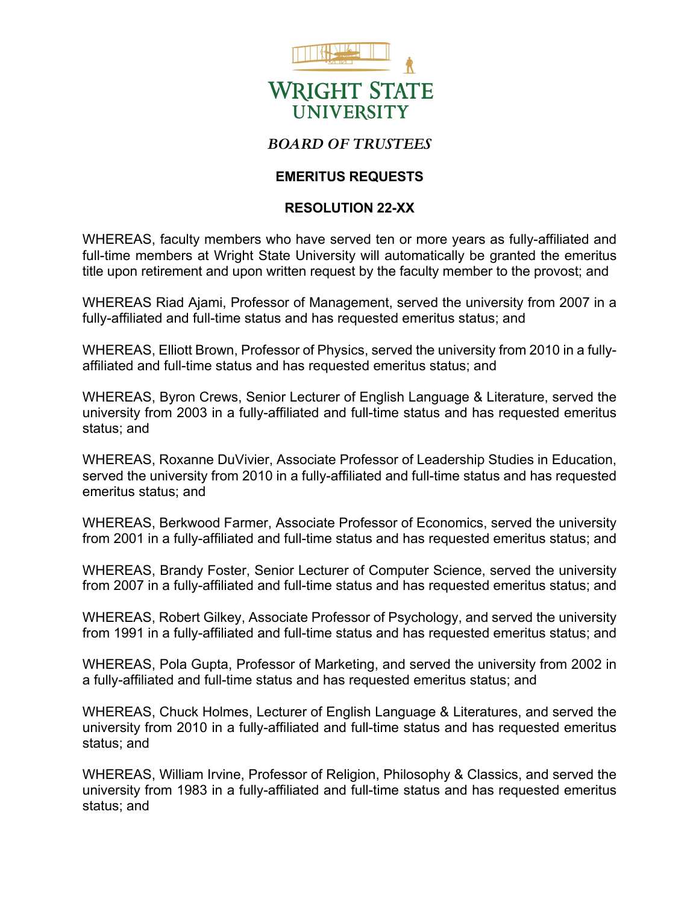WRIGHT STATE UNIVERSITY

*BOARD OF TRUSTEES*

**EMERITUS REQUESTS**

**RESOLUTION 22-XX**

WHEREAS, faculty members who have served ten or more years as fully-affiliated and full-time members at Wright State University will automatically be granted the emeritus title upon retirement and upon written request by the faculty member to the provost; and

WHEREAS Riad Ajami, Professor of Management, served the university from 2007 in a fully-affiliated and full-time status and has requested emeritus status; and

WHEREAS, Elliott Brown, Professor of Physics, served the university from 2010 in a fully-affiliated and full-time status and has requested emeritus status; and

WHEREAS, Byron Crews, Senior Lecturer of English Language & Literature, served the university from 2003 in a fully-affiliated and full-time status and has requested emeritus status; and

WHEREAS, Roxanne DuVivier, Associate Professor of Leadership Studies in Education, served the university from 2010 in a fully-affiliated and full-time status and has requested emeritus status; and

WHEREAS, Berkwood Farmer, Associate Professor of Economics, served the university from 2001 in a fully-affiliated and full-time status and has requested emeritus status; and

WHEREAS, Brandy Foster, Senior Lecturer of Computer Science, served the university from 2007 in a fully-affiliated and full-time status and has requested emeritus status; and

WHEREAS, Robert Gilkey, Associate Professor of Psychology, and served the university from 1991 in a fully-affiliated and full-time status and has requested emeritus status; and

WHEREAS, Pola Gupta, Professor of Marketing, and served the university from 2002 in a fully-affiliated and full-time status and has requested emeritus status; and

WHEREAS, Chuck Holmes, Lecturer of English Language & Literatures, and served the university from 2010 in a fully-affiliated and full-time status and has requested emeritus status; and

WHEREAS, William Irvine, Professor of Religion, Philosophy & Classics, and served the university from 1983 in a fully-affiliated and full-time status and has requested emeritus status; and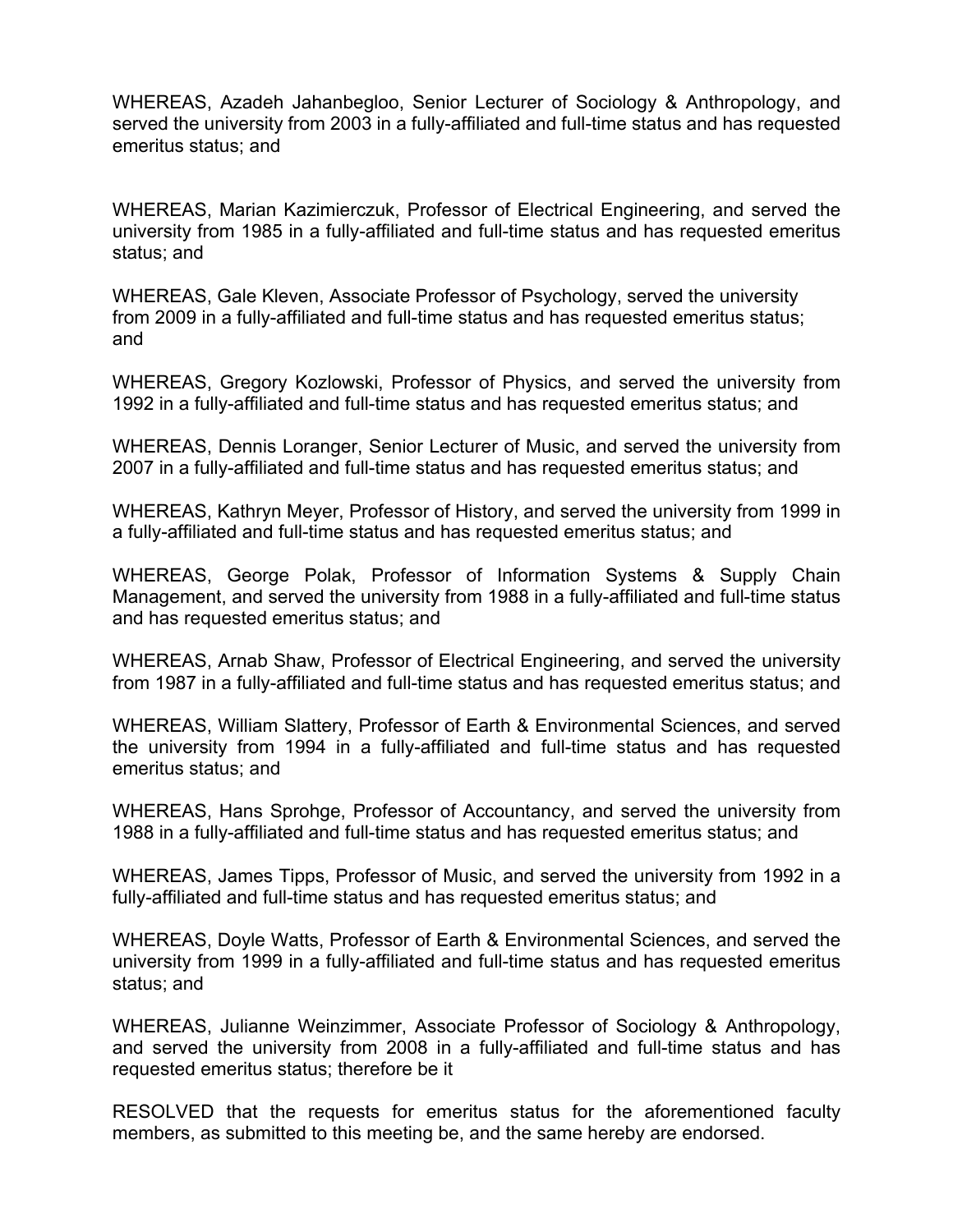WHEREAS, Azadeh Jahanbegloo, Senior Lecturer of Sociology & Anthropology, and served the university from 2003 in a fully-affiliated and full-time status and has requested emeritus status; and

WHEREAS, Marian Kazimierczuk, Professor of Electrical Engineering, and served the university from 1985 in a fully-affiliated and full-time status and has requested emeritus status; and

WHEREAS, Gale Kleven, Associate Professor of Psychology, served the university from 2009 in a fully-affiliated and full-time status and has requested emeritus status; and

WHEREAS, Gregory Kozlowski, Professor of Physics, and served the university from 1992 in a fully-affiliated and full-time status and has requested emeritus status; and

WHEREAS, Dennis Loranger, Senior Lecturer of Music, and served the university from 2007 in a fully-affiliated and full-time status and has requested emeritus status; and

WHEREAS, Kathryn Meyer, Professor of History, and served the university from 1999 in a fully-affiliated and full-time status and has requested emeritus status; and

WHEREAS, George Polak, Professor of Information Systems & Supply Chain Management, and served the university from 1988 in a fully-affiliated and full-time status and has requested emeritus status; and

WHEREAS, Arnab Shaw, Professor of Electrical Engineering, and served the university from 1987 in a fully-affiliated and full-time status and has requested emeritus status; and

WHEREAS, William Slattery, Professor of Earth & Environmental Sciences, and served the university from 1994 in a fully-affiliated and full-time status and has requested emeritus status; and

WHEREAS, Hans Sprohge, Professor of Accountancy, and served the university from 1988 in a fully-affiliated and full-time status and has requested emeritus status; and

WHEREAS, James Tipps, Professor of Music, and served the university from 1992 in a fully-affiliated and full-time status and has requested emeritus status; and

WHEREAS, Doyle Watts, Professor of Earth & Environmental Sciences, and served the university from 1999 in a fully-affiliated and full-time status and has requested emeritus status; and

WHEREAS, Julianne Weinzimmer, Associate Professor of Sociology & Anthropology, and served the university from 2008 in a fully-affiliated and full-time status and has requested emeritus status; therefore be it

RESOLVED that the requests for emeritus status for the aforementioned faculty members, as submitted to this meeting be, and the same hereby are endorsed.